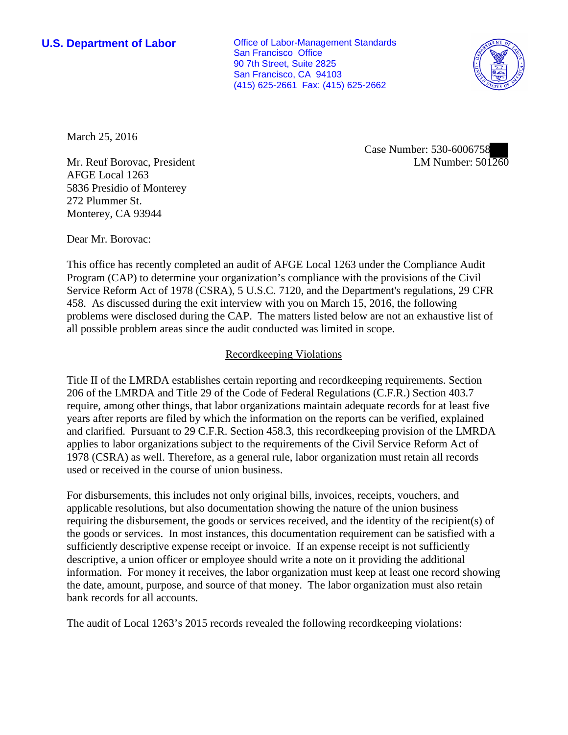**U.S. Department of Labor**

Office of Labor-Management Standards
San Francisco Office
90 7th Street, Suite 2825
San Francisco, CA 94103
(415) 625-2661 Fax: (415) 625-2662

March 25, 2016

Case Number: 530-6006758
LM Number: 501260

Mr. Reuf Borovac, President
AFGE Local 1263
5836 Presidio of Monterey
272 Plummer St.
Monterey, CA 93944

Dear Mr. Borovac:

This office has recently completed an audit of AFGE Local 1263 under the Compliance Audit Program (CAP) to determine your organization's compliance with the provisions of the Civil Service Reform Act of 1978 (CSRA), 5 U.S.C. 7120, and the Department's regulations, 29 CFR 458. As discussed during the exit interview with you on March 15, 2016, the following problems were disclosed during the CAP. The matters listed below are not an exhaustive list of all possible problem areas since the audit conducted was limited in scope.

## Recordkeeping Violations

Title II of the LMRDA establishes certain reporting and recordkeeping requirements. Section 206 of the LMRDA and Title 29 of the Code of Federal Regulations (C.F.R.) Section 403.7 require, among other things, that labor organizations maintain adequate records for at least five years after reports are filed by which the information on the reports can be verified, explained and clarified. Pursuant to 29 C.F.R. Section 458.3, this recordkeeping provision of the LMRDA applies to labor organizations subject to the requirements of the Civil Service Reform Act of 1978 (CSRA) as well. Therefore, as a general rule, labor organization must retain all records used or received in the course of union business.

For disbursements, this includes not only original bills, invoices, receipts, vouchers, and applicable resolutions, but also documentation showing the nature of the union business requiring the disbursement, the goods or services received, and the identity of the recipient(s) of the goods or services. In most instances, this documentation requirement can be satisfied with a sufficiently descriptive expense receipt or invoice. If an expense receipt is not sufficiently descriptive, a union officer or employee should write a note on it providing the additional information. For money it receives, the labor organization must keep at least one record showing the date, amount, purpose, and source of that money. The labor organization must also retain bank records for all accounts.

The audit of Local 1263's 2015 records revealed the following recordkeeping violations: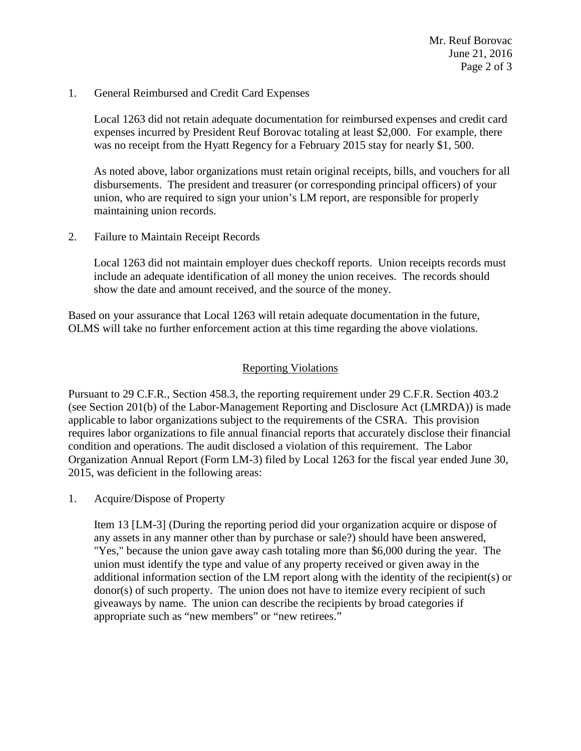1. General Reimbursed and Credit Card Expenses

   Local 1263 did not retain adequate documentation for reimbursed expenses and credit card expenses incurred by President Reuf Borovac totaling at least $2,000. For example, there was no receipt from the Hyatt Regency for a February 2015 stay for nearly $1, 500.

   As noted above, labor organizations must retain original receipts, bills, and vouchers for all disbursements. The president and treasurer (or corresponding principal officers) of your union, who are required to sign your union's LM report, are responsible for properly maintaining union records.

2. Failure to Maintain Receipt Records

   Local 1263 did not maintain employer dues checkoff reports. Union receipts records must include an adequate identification of all money the union receives. The records should show the date and amount received, and the source of the money.

Based on your assurance that Local 1263 will retain adequate documentation in the future, OLMS will take no further enforcement action at this time regarding the above violations.

## Reporting Violations

Pursuant to 29 C.F.R., Section 458.3, the reporting requirement under 29 C.F.R. Section 403.2 (see Section 201(b) of the Labor-Management Reporting and Disclosure Act (LMRDA)) is made applicable to labor organizations subject to the requirements of the CSRA. This provision requires labor organizations to file annual financial reports that accurately disclose their financial condition and operations. The audit disclosed a violation of this requirement. The Labor Organization Annual Report (Form LM-3) filed by Local 1263 for the fiscal year ended June 30, 2015, was deficient in the following areas:

1. Acquire/Dispose of Property

   Item 13 [LM-3] (During the reporting period did your organization acquire or dispose of any assets in any manner other than by purchase or sale?) should have been answered, "Yes," because the union gave away cash totaling more than $6,000 during the year. The union must identify the type and value of any property received or given away in the additional information section of the LM report along with the identity of the recipient(s) or donor(s) of such property. The union does not have to itemize every recipient of such giveaways by name. The union can describe the recipients by broad categories if appropriate such as "new members" or "new retirees."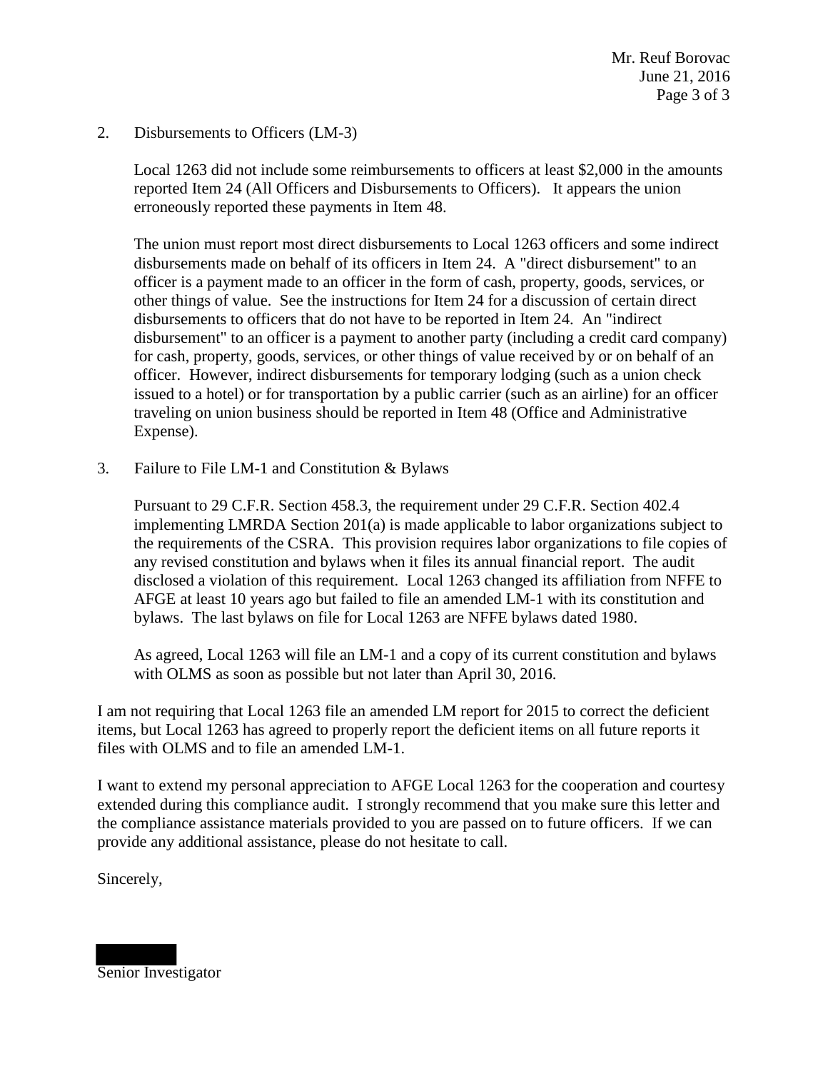2. Disbursements to Officers (LM-3)

   Local 1263 did not include some reimbursements to officers at least $2,000 in the amounts reported Item 24 (All Officers and Disbursements to Officers). It appears the union erroneously reported these payments in Item 48.

   The union must report most direct disbursements to Local 1263 officers and some indirect disbursements made on behalf of its officers in Item 24. A "direct disbursement" to an officer is a payment made to an officer in the form of cash, property, goods, services, or other things of value. See the instructions for Item 24 for a discussion of certain direct disbursements to officers that do not have to be reported in Item 24. An "indirect disbursement" to an officer is a payment to another party (including a credit card company) for cash, property, goods, services, or other things of value received by or on behalf of an officer. However, indirect disbursements for temporary lodging (such as a union check issued to a hotel) or for transportation by a public carrier (such as an airline) for an officer traveling on union business should be reported in Item 48 (Office and Administrative Expense).

3. Failure to File LM-1 and Constitution & Bylaws

   Pursuant to 29 C.F.R. Section 458.3, the requirement under 29 C.F.R. Section 402.4 implementing LMRDA Section 201(a) is made applicable to labor organizations subject to the requirements of the CSRA. This provision requires labor organizations to file copies of any revised constitution and bylaws when it files its annual financial report. The audit disclosed a violation of this requirement. Local 1263 changed its affiliation from NFFE to AFGE at least 10 years ago but failed to file an amended LM-1 with its constitution and bylaws. The last bylaws on file for Local 1263 are NFFE bylaws dated 1980.

   As agreed, Local 1263 will file an LM-1 and a copy of its current constitution and bylaws with OLMS as soon as possible but not later than April 30, 2016.

I am not requiring that Local 1263 file an amended LM report for 2015 to correct the deficient items, but Local 1263 has agreed to properly report the deficient items on all future reports it files with OLMS and to file an amended LM-1.

I want to extend my personal appreciation to AFGE Local 1263 for the cooperation and courtesy extended during this compliance audit. I strongly recommend that you make sure this letter and the compliance assistance materials provided to you are passed on to future officers. If we can provide any additional assistance, please do not hesitate to call.

Sincerely,

Senior Investigator